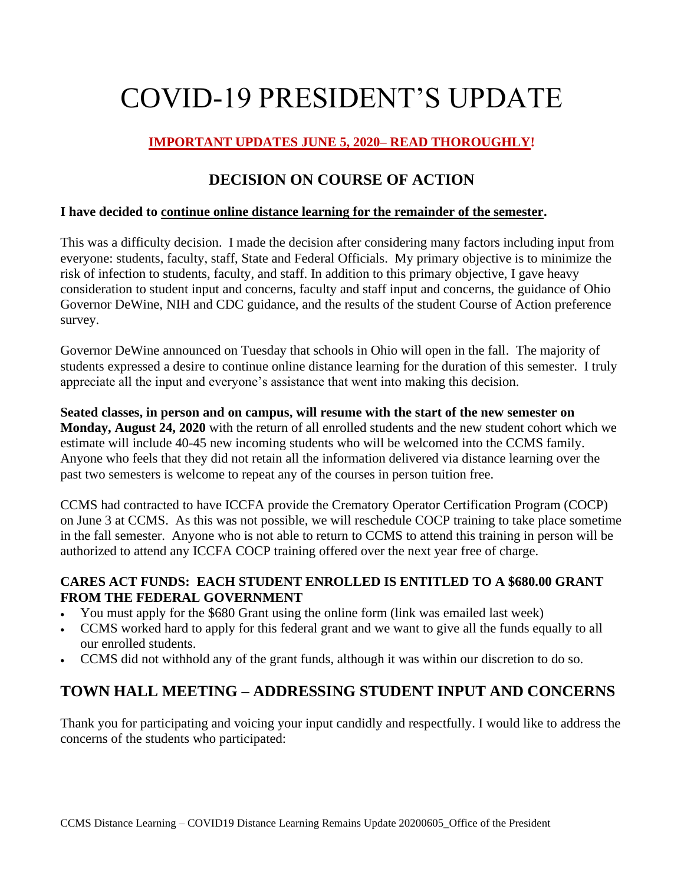# COVID-19 PRESIDENT'S UPDATE

**IMPORTANT UPDATES JUNE 5, 2020– READ THOROUGHLY!**

## DECISION ON COURSE OF ACTION

**I have decided to continue online distance learning for the remainder of the semester.**

This was a difficulty decision. I made the decision after considering many factors including input from everyone: students, faculty, staff, State and Federal Officials. My primary objective is to minimize the risk of infection to students, faculty, and staff. In addition to this primary objective, I gave heavy consideration to student input and concerns, faculty and staff input and concerns, the guidance of Ohio Governor DeWine, NIH and CDC guidance, and the results of the student Course of Action preference survey.

Governor DeWine announced on Tuesday that schools in Ohio will open in the fall. The majority of students expressed a desire to continue online distance learning for the duration of this semester. I truly appreciate all the input and everyone's assistance that went into making this decision.

**Seated classes, in person and on campus, will resume with the start of the new semester on Monday, August 24, 2020** with the return of all enrolled students and the new student cohort which we estimate will include 40-45 new incoming students who will be welcomed into the CCMS family. Anyone who feels that they did not retain all the information delivered via distance learning over the past two semesters is welcome to repeat any of the courses in person tuition free.

CCMS had contracted to have ICCFA provide the Crematory Operator Certification Program (COCP) on June 3 at CCMS. As this was not possible, we will reschedule COCP training to take place sometime in the fall semester. Anyone who is not able to return to CCMS to attend this training in person will be authorized to attend any ICCFA COCP training offered over the next year free of charge.

### CARES ACT FUNDS: EACH STUDENT ENROLLED IS ENTITLED TO A $680.00 GRANT FROM THE FEDERAL GOVERNMENT

- You must apply for the $680 Grant using the online form (link was emailed last week)
- CCMS worked hard to apply for this federal grant and we want to give all the funds equally to all our enrolled students.
- CCMS did not withhold any of the grant funds, although it was within our discretion to do so.

## TOWN HALL MEETING – ADDRESSING STUDENT INPUT AND CONCERNS

Thank you for participating and voicing your input candidly and respectfully. I would like to address the concerns of the students who participated: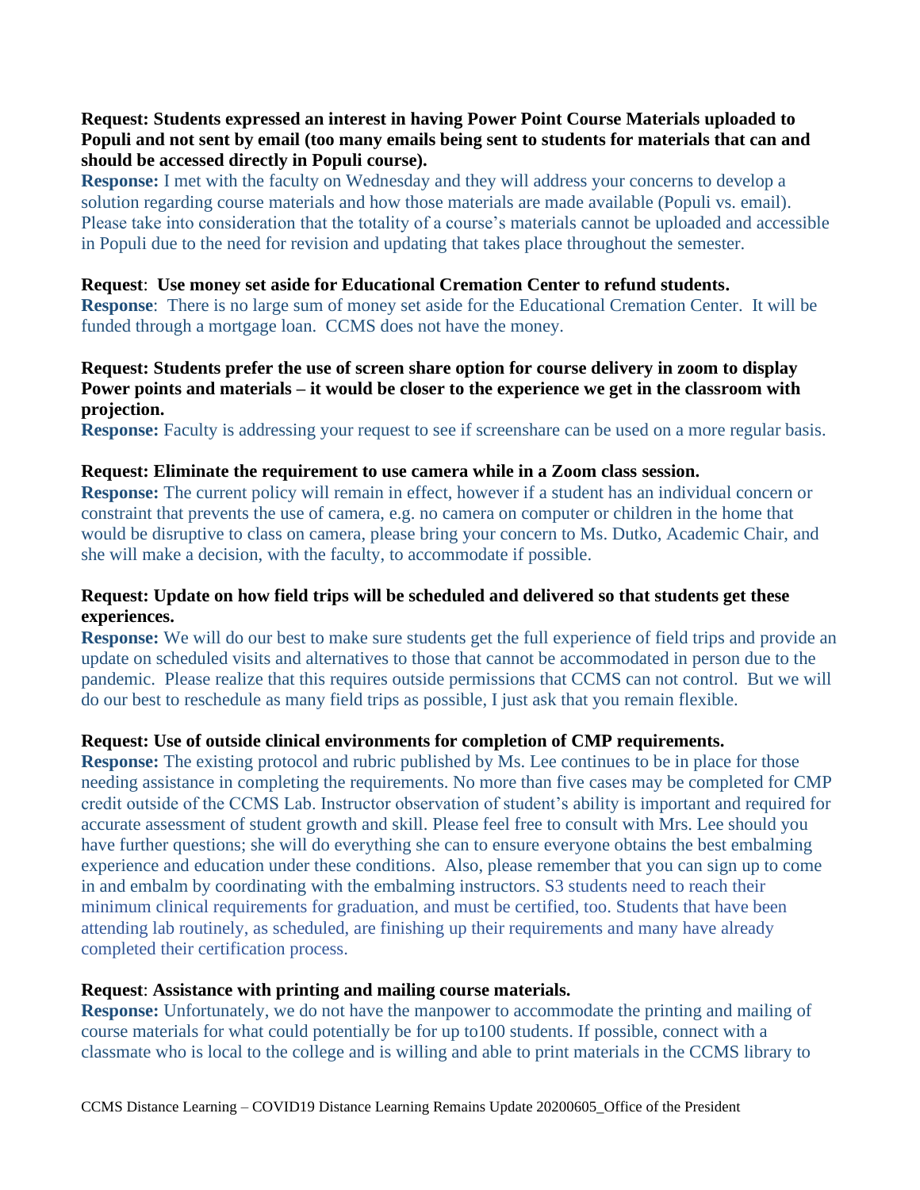**Request: Students expressed an interest in having Power Point Course Materials uploaded to Populi and not sent by email (too many emails being sent to students for materials that can and should be accessed directly in Populi course).**

**Response:** I met with the faculty on Wednesday and they will address your concerns to develop a solution regarding course materials and how those materials are made available (Populi vs. email). Please take into consideration that the totality of a course's materials cannot be uploaded and accessible in Populi due to the need for revision and updating that takes place throughout the semester.

**Request**: **Use money set aside for Educational Cremation Center to refund students.**

**Response**: There is no large sum of money set aside for the Educational Cremation Center. It will be funded through a mortgage loan. CCMS does not have the money.

**Request: Students prefer the use of screen share option for course delivery in zoom to display Power points and materials – it would be closer to the experience we get in the classroom with projection.**

**Response:** Faculty is addressing your request to see if screenshare can be used on a more regular basis.

**Request: Eliminate the requirement to use camera while in a Zoom class session.**

**Response:** The current policy will remain in effect, however if a student has an individual concern or constraint that prevents the use of camera, e.g. no camera on computer or children in the home that would be disruptive to class on camera, please bring your concern to Ms. Dutko, Academic Chair, and she will make a decision, with the faculty, to accommodate if possible.

**Request: Update on how field trips will be scheduled and delivered so that students get these experiences.**

**Response:** We will do our best to make sure students get the full experience of field trips and provide an update on scheduled visits and alternatives to those that cannot be accommodated in person due to the pandemic. Please realize that this requires outside permissions that CCMS can not control. But we will do our best to reschedule as many field trips as possible, I just ask that you remain flexible.

**Request: Use of outside clinical environments for completion of CMP requirements.**

**Response:** The existing protocol and rubric published by Ms. Lee continues to be in place for those needing assistance in completing the requirements. No more than five cases may be completed for CMP credit outside of the CCMS Lab. Instructor observation of student's ability is important and required for accurate assessment of student growth and skill. Please feel free to consult with Mrs. Lee should you have further questions; she will do everything she can to ensure everyone obtains the best embalming experience and education under these conditions. Also, please remember that you can sign up to come in and embalm by coordinating with the embalming instructors. S3 students need to reach their minimum clinical requirements for graduation, and must be certified, too. Students that have been attending lab routinely, as scheduled, are finishing up their requirements and many have already completed their certification process.

**Request**: **Assistance with printing and mailing course materials.**

**Response:** Unfortunately, we do not have the manpower to accommodate the printing and mailing of course materials for what could potentially be for up to100 students. If possible, connect with a classmate who is local to the college and is willing and able to print materials in the CCMS library to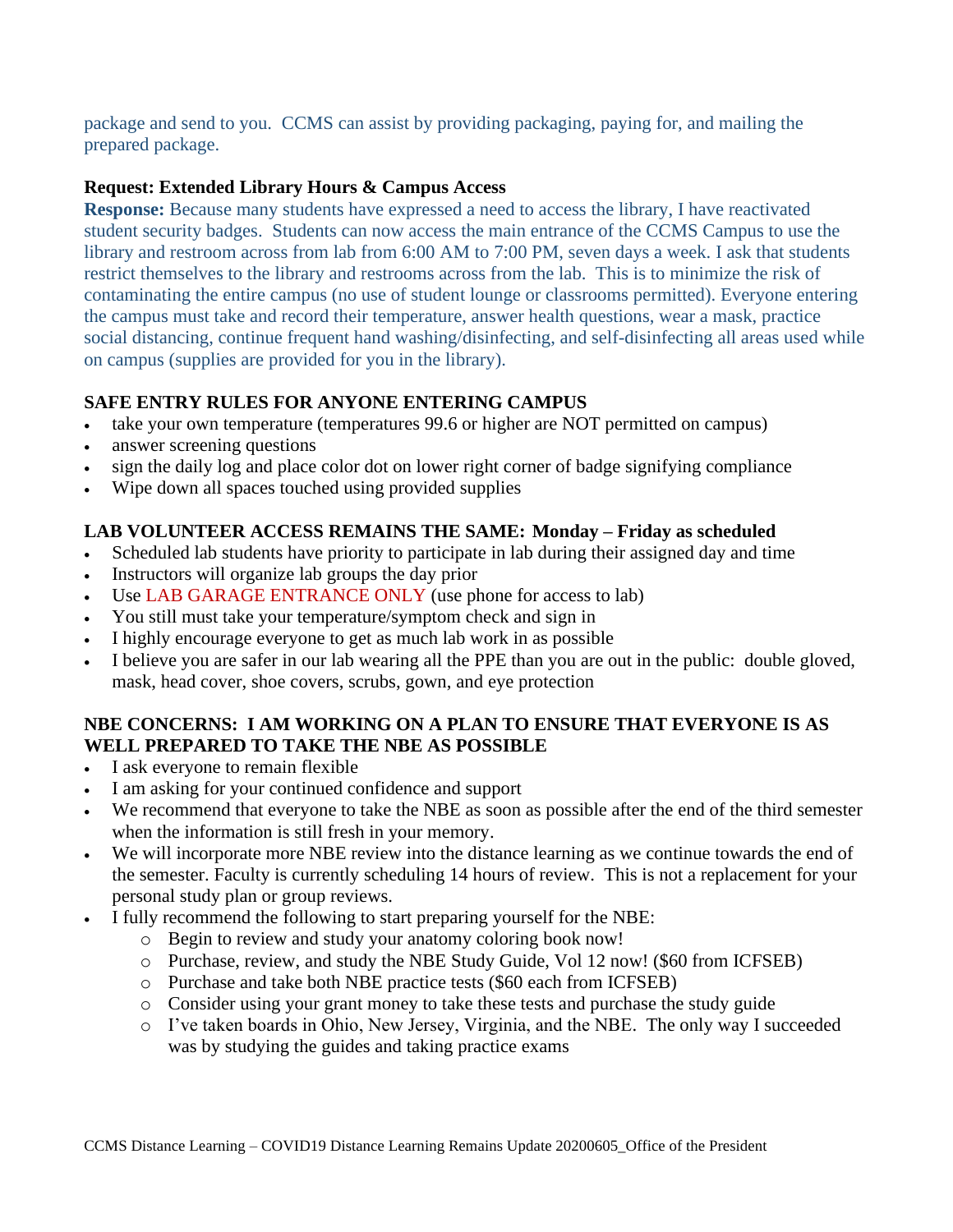package and send to you. CCMS can assist by providing packaging, paying for, and mailing the prepared package.

**Request: Extended Library Hours & Campus Access**

**Response:** Because many students have expressed a need to access the library, I have reactivated student security badges. Students can now access the main entrance of the CCMS Campus to use the library and restroom across from lab from 6:00 AM to 7:00 PM, seven days a week. I ask that students restrict themselves to the library and restrooms across from the lab. This is to minimize the risk of contaminating the entire campus (no use of student lounge or classrooms permitted). Everyone entering the campus must take and record their temperature, answer health questions, wear a mask, practice social distancing, continue frequent hand washing/disinfecting, and self-disinfecting all areas used while on campus (supplies are provided for you in the library).

**SAFE ENTRY RULES FOR ANYONE ENTERING CAMPUS**

- take your own temperature (temperatures 99.6 or higher are NOT permitted on campus)
- answer screening questions
- sign the daily log and place color dot on lower right corner of badge signifying compliance
- Wipe down all spaces touched using provided supplies

**LAB VOLUNTEER ACCESS REMAINS THE SAME: Monday – Friday as scheduled**

- Scheduled lab students have priority to participate in lab during their assigned day and time
- Instructors will organize lab groups the day prior
- Use LAB GARAGE ENTRANCE ONLY (use phone for access to lab)
- You still must take your temperature/symptom check and sign in
- I highly encourage everyone to get as much lab work in as possible
- I believe you are safer in our lab wearing all the PPE than you are out in the public: double gloved, mask, head cover, shoe covers, scrubs, gown, and eye protection

**NBE CONCERNS: I AM WORKING ON A PLAN TO ENSURE THAT EVERYONE IS AS WELL PREPARED TO TAKE THE NBE AS POSSIBLE**

- I ask everyone to remain flexible
- I am asking for your continued confidence and support
- We recommend that everyone to take the NBE as soon as possible after the end of the third semester when the information is still fresh in your memory.
- We will incorporate more NBE review into the distance learning as we continue towards the end of the semester. Faculty is currently scheduling 14 hours of review. This is not a replacement for your personal study plan or group reviews.
- I fully recommend the following to start preparing yourself for the NBE:
  - Begin to review and study your anatomy coloring book now!
  - Purchase, review, and study the NBE Study Guide, Vol 12 now! ($60 from ICFSEB)
  - Purchase and take both NBE practice tests ($60 each from ICFSEB)
  - Consider using your grant money to take these tests and purchase the study guide
  - I've taken boards in Ohio, New Jersey, Virginia, and the NBE. The only way I succeeded was by studying the guides and taking practice exams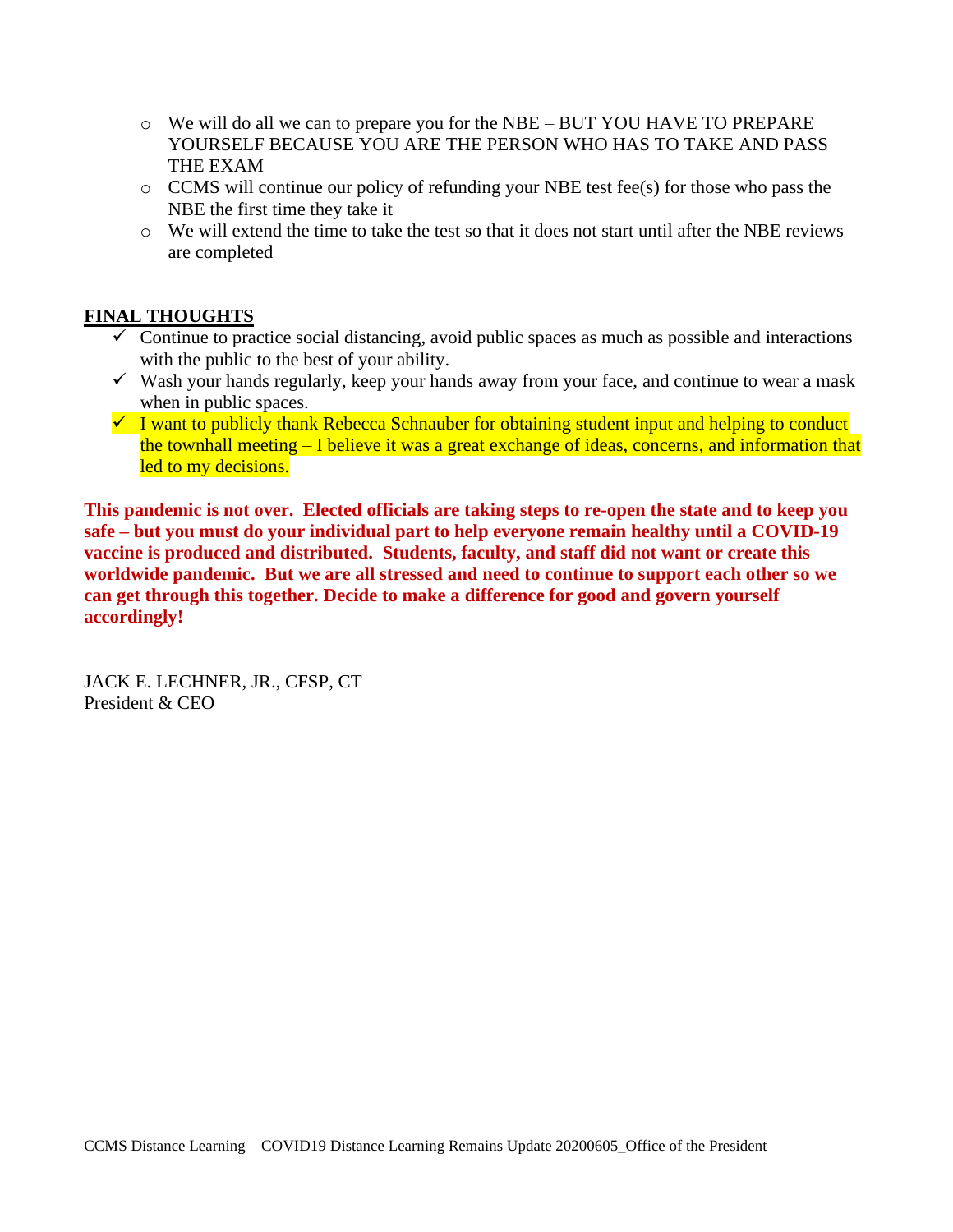- We will do all we can to prepare you for the NBE – BUT YOU HAVE TO PREPARE YOURSELF BECAUSE YOU ARE THE PERSON WHO HAS TO TAKE AND PASS THE EXAM
- CCMS will continue our policy of refunding your NBE test fee(s) for those who pass the NBE the first time they take it
- We will extend the time to take the test so that it does not start until after the NBE reviews are completed

**FINAL THOUGHTS**

- ✓ Continue to practice social distancing, avoid public spaces as much as possible and interactions with the public to the best of your ability.
- ✓ Wash your hands regularly, keep your hands away from your face, and continue to wear a mask when in public spaces.
- ✓ I want to publicly thank Rebecca Schnauber for obtaining student input and helping to conduct the townhall meeting – I believe it was a great exchange of ideas, concerns, and information that led to my decisions.

**This pandemic is not over. Elected officials are taking steps to re-open the state and to keep you safe – but you must do your individual part to help everyone remain healthy until a COVID-19 vaccine is produced and distributed. Students, faculty, and staff did not want or create this worldwide pandemic. But we are all stressed and need to continue to support each other so we can get through this together. Decide to make a difference for good and govern yourself accordingly!**

JACK E. LECHNER, JR., CFSP, CT
President & CEO